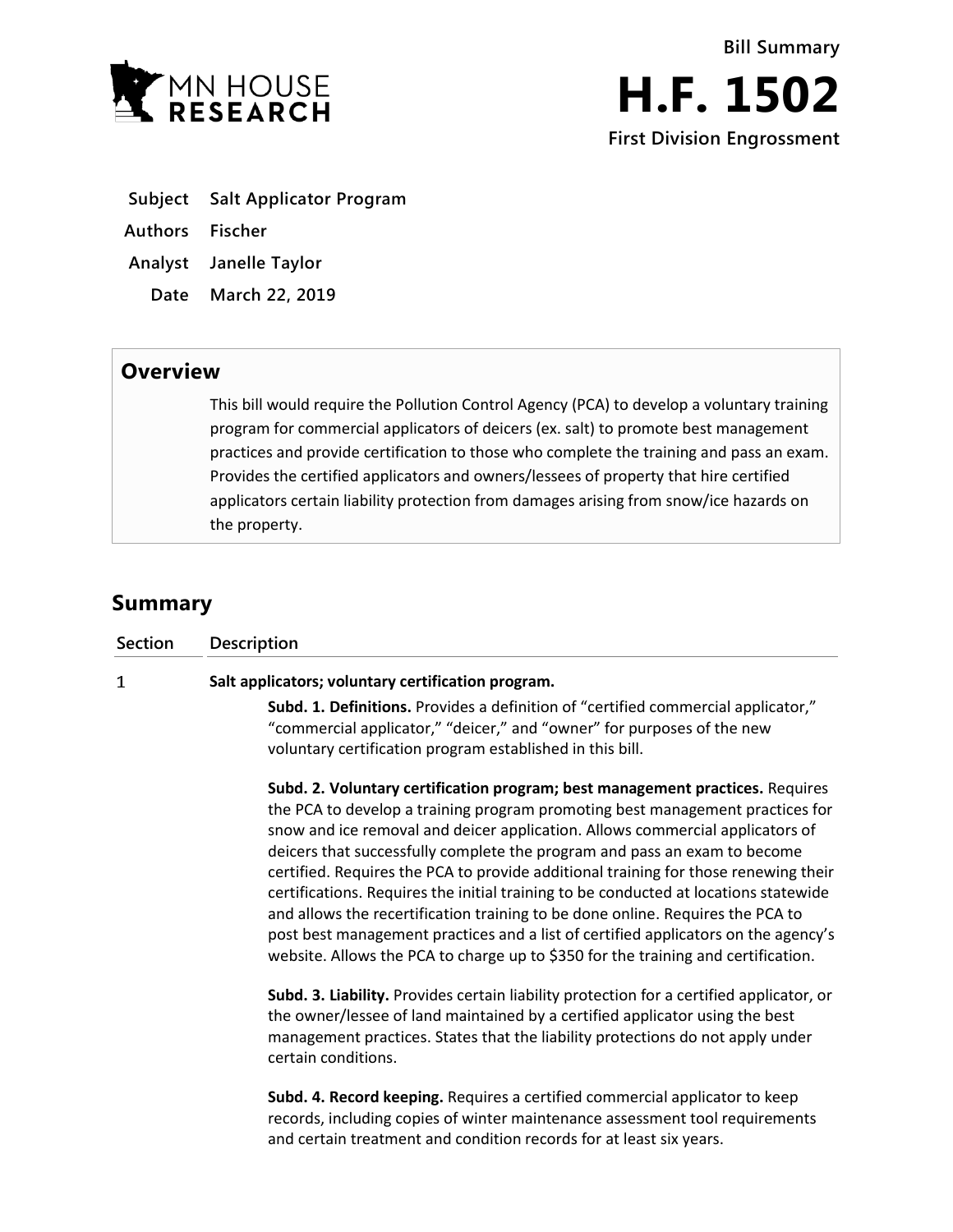MN HOUSE RESEARCH

Bill Summary

# H.F. 1502

**First Division Engrossment**

**Subject** Salt Applicator Program

**Authors** Fischer

**Analyst** Janelle Taylor

**Date** March 22, 2019

## Overview

This bill would require the Pollution Control Agency (PCA) to develop a voluntary training program for commercial applicators of deicers (ex. salt) to promote best management practices and provide certification to those who complete the training and pass an exam. Provides the certified applicators and owners/lessees of property that hire certified applicators certain liability protection from damages arising from snow/ice hazards on the property.

## Summary

| Section | Description |
| --- | --- |
| 1 | **Salt applicators; voluntary certification program.** |

**Subd. 1. Definitions.** Provides a definition of "certified commercial applicator," "commercial applicator," "deicer," and "owner" for purposes of the new voluntary certification program established in this bill.

**Subd. 2. Voluntary certification program; best management practices.** Requires the PCA to develop a training program promoting best management practices for snow and ice removal and deicer application. Allows commercial applicators of deicers that successfully complete the program and pass an exam to become certified. Requires the PCA to provide additional training for those renewing their certifications. Requires the initial training to be conducted at locations statewide and allows the recertification training to be done online. Requires the PCA to post best management practices and a list of certified applicators on the agency's website. Allows the PCA to charge up to $350 for the training and certification.

**Subd. 3. Liability.** Provides certain liability protection for a certified applicator, or the owner/lessee of land maintained by a certified applicator using the best management practices. States that the liability protections do not apply under certain conditions.

**Subd. 4. Record keeping.** Requires a certified commercial applicator to keep records, including copies of winter maintenance assessment tool requirements and certain treatment and condition records for at least six years.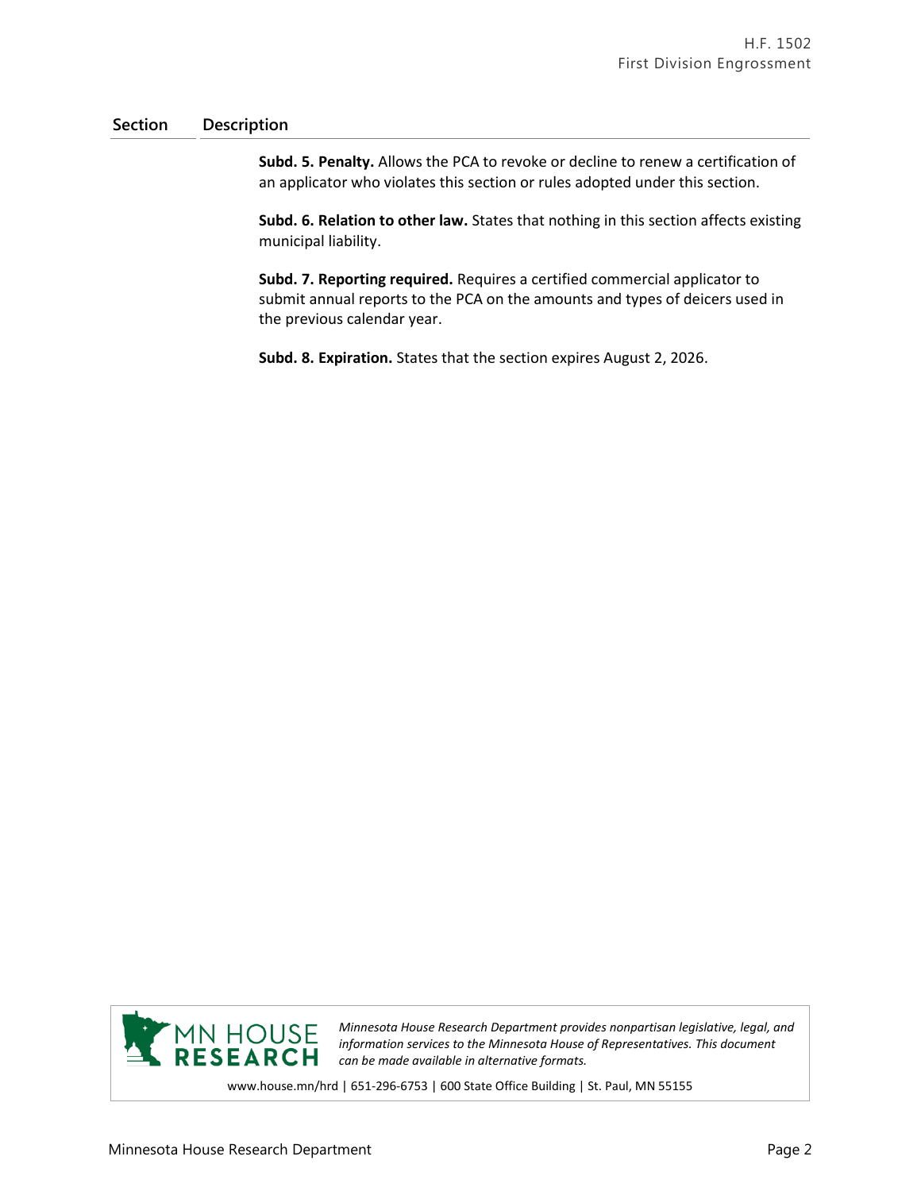| Section | Description |
|---|---|
| | **Subd. 5. Penalty.** Allows the PCA to revoke or decline to renew a certification of an applicator who violates this section or rules adopted under this section. |
| | **Subd. 6. Relation to other law.** States that nothing in this section affects existing municipal liability. |
| | **Subd. 7. Reporting required.** Requires a certified commercial applicator to submit annual reports to the PCA on the amounts and types of deicers used in the previous calendar year. |
| | **Subd. 8. Expiration.** States that the section expires August 2, 2026. |

MN HOUSE RESEARCH

*Minnesota House Research Department provides nonpartisan legislative, legal, and information services to the Minnesota House of Representatives. This document can be made available in alternative formats.*

www.house.mn/hrd | 651-296-6753 | 600 State Office Building | St. Paul, MN 55155